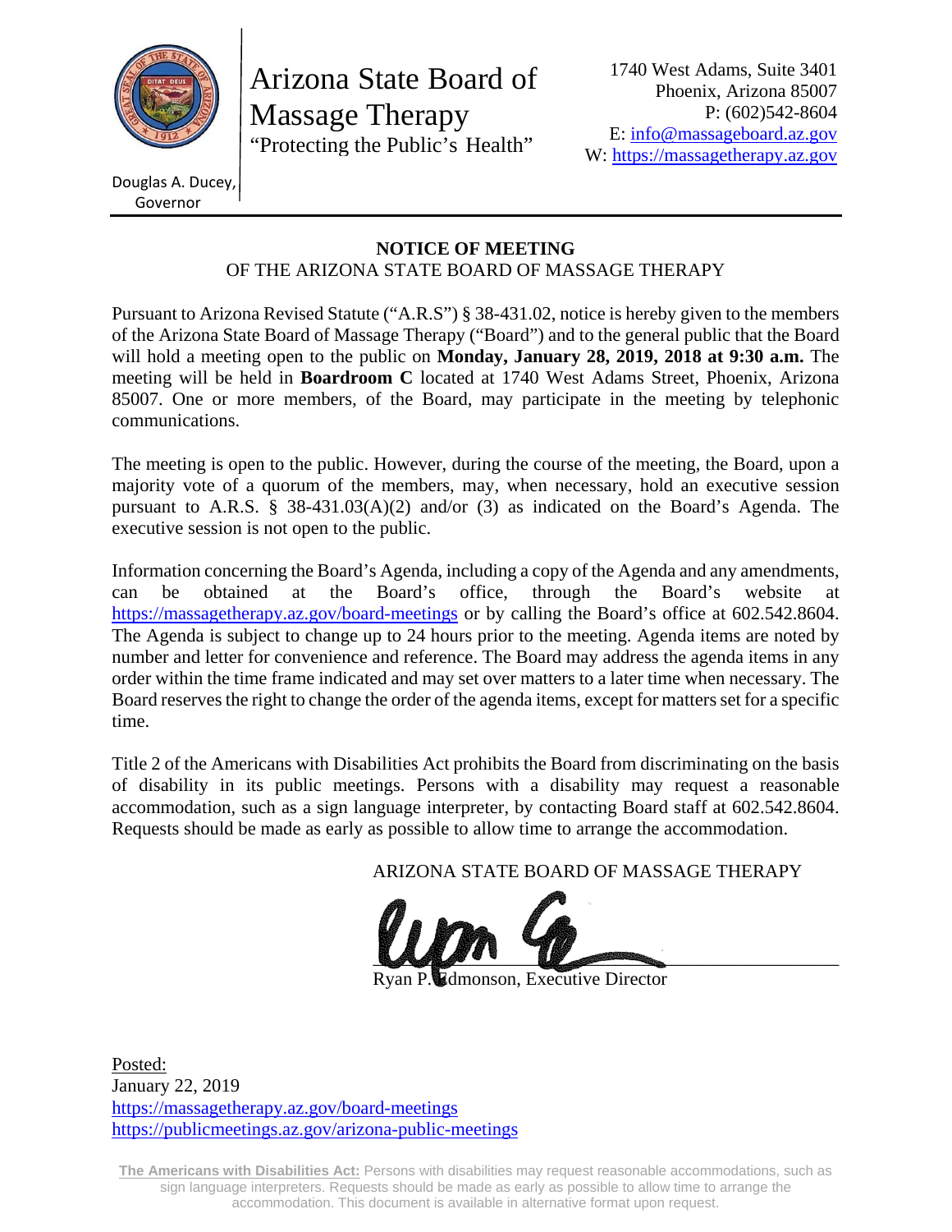Arizona State Board of Massage Therapy

"Protecting the Public's Health"

Douglas A. Ducey, Governor

1740 West Adams, Suite 3401
Phoenix, Arizona 85007
P: (602)542-8604
E: info@massageboard.az.gov
W: https://massagetherapy.az.gov

## NOTICE OF MEETING
OF THE ARIZONA STATE BOARD OF MASSAGE THERAPY

Pursuant to Arizona Revised Statute ("A.R.S") § 38-431.02, notice is hereby given to the members of the Arizona State Board of Massage Therapy ("Board") and to the general public that the Board will hold a meeting open to the public on **Monday, January 28, 2019, 2018 at 9:30 a.m.** The meeting will be held in **Boardroom C** located at 1740 West Adams Street, Phoenix, Arizona 85007. One or more members, of the Board, may participate in the meeting by telephonic communications.

The meeting is open to the public. However, during the course of the meeting, the Board, upon a majority vote of a quorum of the members, may, when necessary, hold an executive session pursuant to A.R.S. § 38-431.03(A)(2) and/or (3) as indicated on the Board's Agenda. The executive session is not open to the public.

Information concerning the Board's Agenda, including a copy of the Agenda and any amendments, can be obtained at the Board's office, through the Board's website at https://massagetherapy.az.gov/board-meetings or by calling the Board's office at 602.542.8604. The Agenda is subject to change up to 24 hours prior to the meeting. Agenda items are noted by number and letter for convenience and reference. The Board may address the agenda items in any order within the time frame indicated and may set over matters to a later time when necessary. The Board reserves the right to change the order of the agenda items, except for matters set for a specific time.

Title 2 of the Americans with Disabilities Act prohibits the Board from discriminating on the basis of disability in its public meetings. Persons with a disability may request a reasonable accommodation, such as a sign language interpreter, by contacting Board staff at 602.542.8604. Requests should be made as early as possible to allow time to arrange the accommodation.

ARIZONA STATE BOARD OF MASSAGE THERAPY

Ryan P. Edmonson, Executive Director

Posted:
January 22, 2019
https://massagetherapy.az.gov/board-meetings
https://publicmeetings.az.gov/arizona-public-meetings

**The Americans with Disabilities Act:** Persons with disabilities may request reasonable accommodations, such as sign language interpreters. Requests should be made as early as possible to allow time to arrange the accommodation. This document is available in alternative format upon request.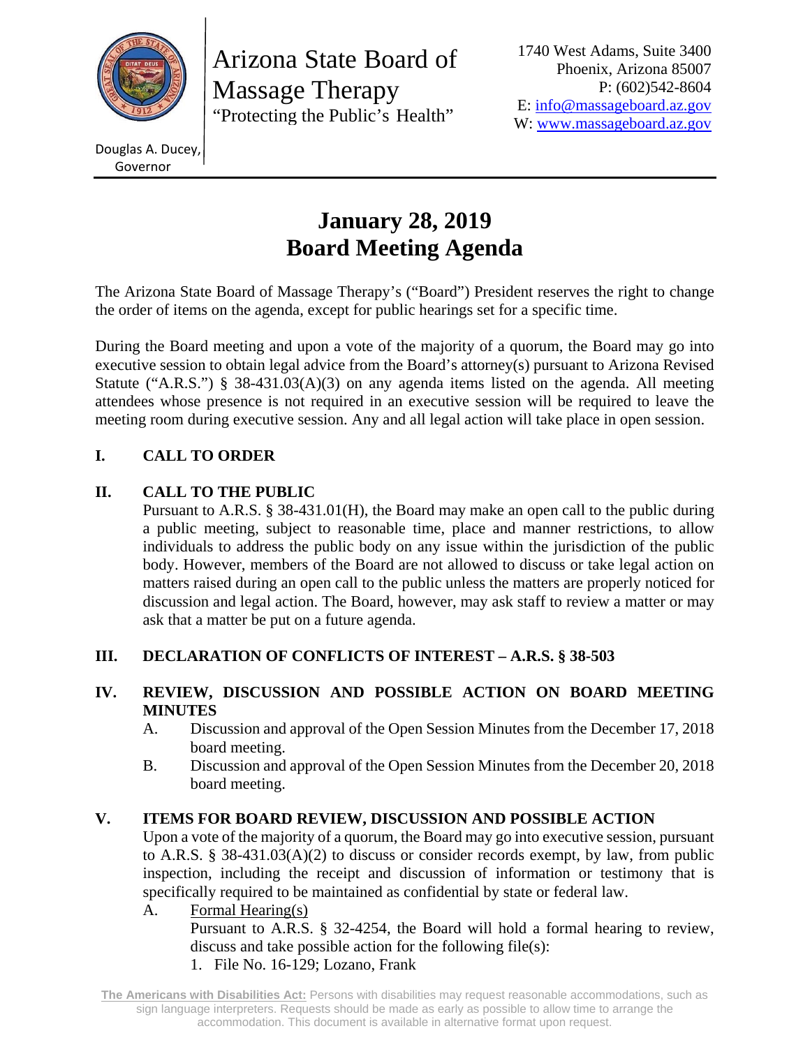Arizona State Board of Massage Therapy
"Protecting the Public's Health"

1740 West Adams, Suite 3400
Phoenix, Arizona 85007
P: (602)542-8604
E: info@massageboard.az.gov
W: www.massageboard.az.gov

Douglas A. Ducey, Governor

# January 28, 2019
# Board Meeting Agenda

The Arizona State Board of Massage Therapy's ("Board") President reserves the right to change the order of items on the agenda, except for public hearings set for a specific time.

During the Board meeting and upon a vote of the majority of a quorum, the Board may go into executive session to obtain legal advice from the Board's attorney(s) pursuant to Arizona Revised Statute ("A.R.S.") § 38-431.03(A)(3) on any agenda items listed on the agenda. All meeting attendees whose presence is not required in an executive session will be required to leave the meeting room during executive session. Any and all legal action will take place in open session.

## I. CALL TO ORDER

## II. CALL TO THE PUBLIC

Pursuant to A.R.S. § 38-431.01(H), the Board may make an open call to the public during a public meeting, subject to reasonable time, place and manner restrictions, to allow individuals to address the public body on any issue within the jurisdiction of the public body. However, members of the Board are not allowed to discuss or take legal action on matters raised during an open call to the public unless the matters are properly noticed for discussion and legal action. The Board, however, may ask staff to review a matter or may ask that a matter be put on a future agenda.

## III. DECLARATION OF CONFLICTS OF INTEREST – A.R.S. § 38-503

## IV. REVIEW, DISCUSSION AND POSSIBLE ACTION ON BOARD MEETING MINUTES

A. Discussion and approval of the Open Session Minutes from the December 17, 2018 board meeting.

B. Discussion and approval of the Open Session Minutes from the December 20, 2018 board meeting.

## V. ITEMS FOR BOARD REVIEW, DISCUSSION AND POSSIBLE ACTION

Upon a vote of the majority of a quorum, the Board may go into executive session, pursuant to A.R.S. § 38-431.03(A)(2) to discuss or consider records exempt, by law, from public inspection, including the receipt and discussion of information or testimony that is specifically required to be maintained as confidential by state or federal law.

A. Formal Hearing(s)

Pursuant to A.R.S. § 32-4254, the Board will hold a formal hearing to review, discuss and take possible action for the following file(s):

1. File No. 16-129; Lozano, Frank

**The Americans with Disabilities Act:** Persons with disabilities may request reasonable accommodations, such as sign language interpreters. Requests should be made as early as possible to allow time to arrange the accommodation. This document is available in alternative format upon request.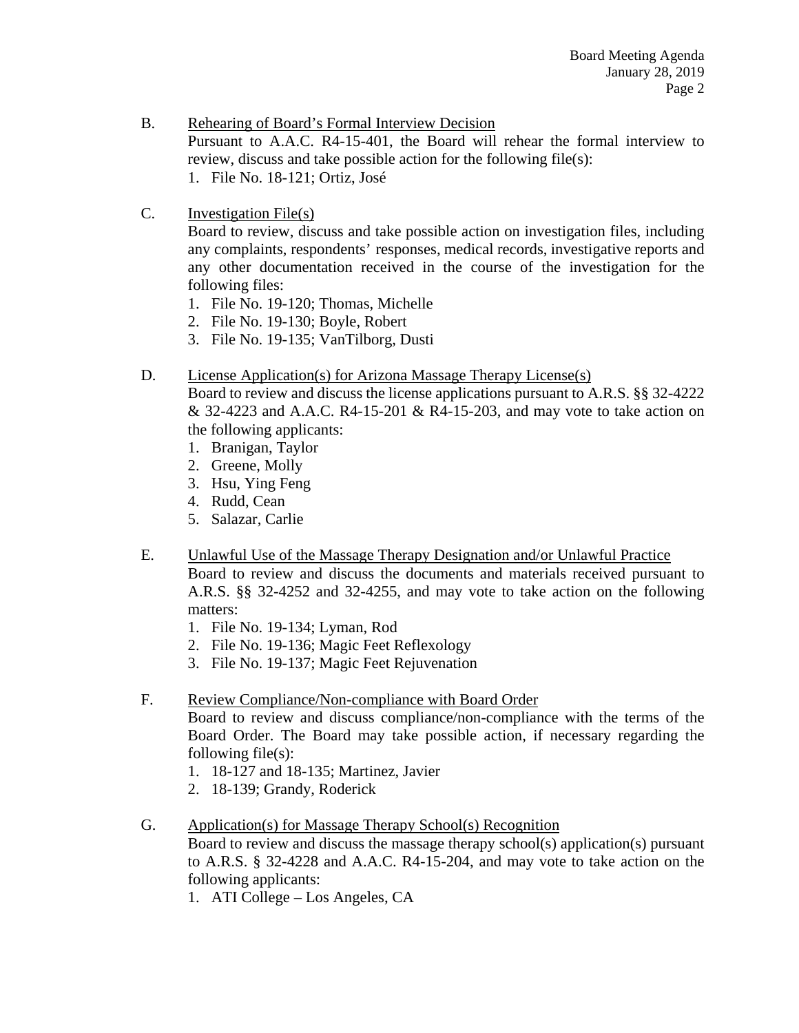B. Rehearing of Board's Formal Interview Decision

Pursuant to A.A.C. R4-15-401, the Board will rehear the formal interview to review, discuss and take possible action for the following file(s):

1. File No. 18-121; Ortiz, José

C. Investigation File(s)

Board to review, discuss and take possible action on investigation files, including any complaints, respondents' responses, medical records, investigative reports and any other documentation received in the course of the investigation for the following files:

1. File No. 19-120; Thomas, Michelle
2. File No. 19-130; Boyle, Robert
3. File No. 19-135; VanTilborg, Dusti

D. License Application(s) for Arizona Massage Therapy License(s)

Board to review and discuss the license applications pursuant to A.R.S. §§ 32-4222 & 32-4223 and A.A.C. R4-15-201 & R4-15-203, and may vote to take action on the following applicants:

1. Branigan, Taylor
2. Greene, Molly
3. Hsu, Ying Feng
4. Rudd, Cean
5. Salazar, Carlie

E. Unlawful Use of the Massage Therapy Designation and/or Unlawful Practice

Board to review and discuss the documents and materials received pursuant to A.R.S. §§ 32-4252 and 32-4255, and may vote to take action on the following matters:

1. File No. 19-134; Lyman, Rod
2. File No. 19-136; Magic Feet Reflexology
3. File No. 19-137; Magic Feet Rejuvenation

F. Review Compliance/Non-compliance with Board Order

Board to review and discuss compliance/non-compliance with the terms of the Board Order. The Board may take possible action, if necessary regarding the following file(s):

1. 18-127 and 18-135; Martinez, Javier
2. 18-139; Grandy, Roderick

G. Application(s) for Massage Therapy School(s) Recognition

Board to review and discuss the massage therapy school(s) application(s) pursuant to A.R.S. § 32-4228 and A.A.C. R4-15-204, and may vote to take action on the following applicants:

1. ATI College – Los Angeles, CA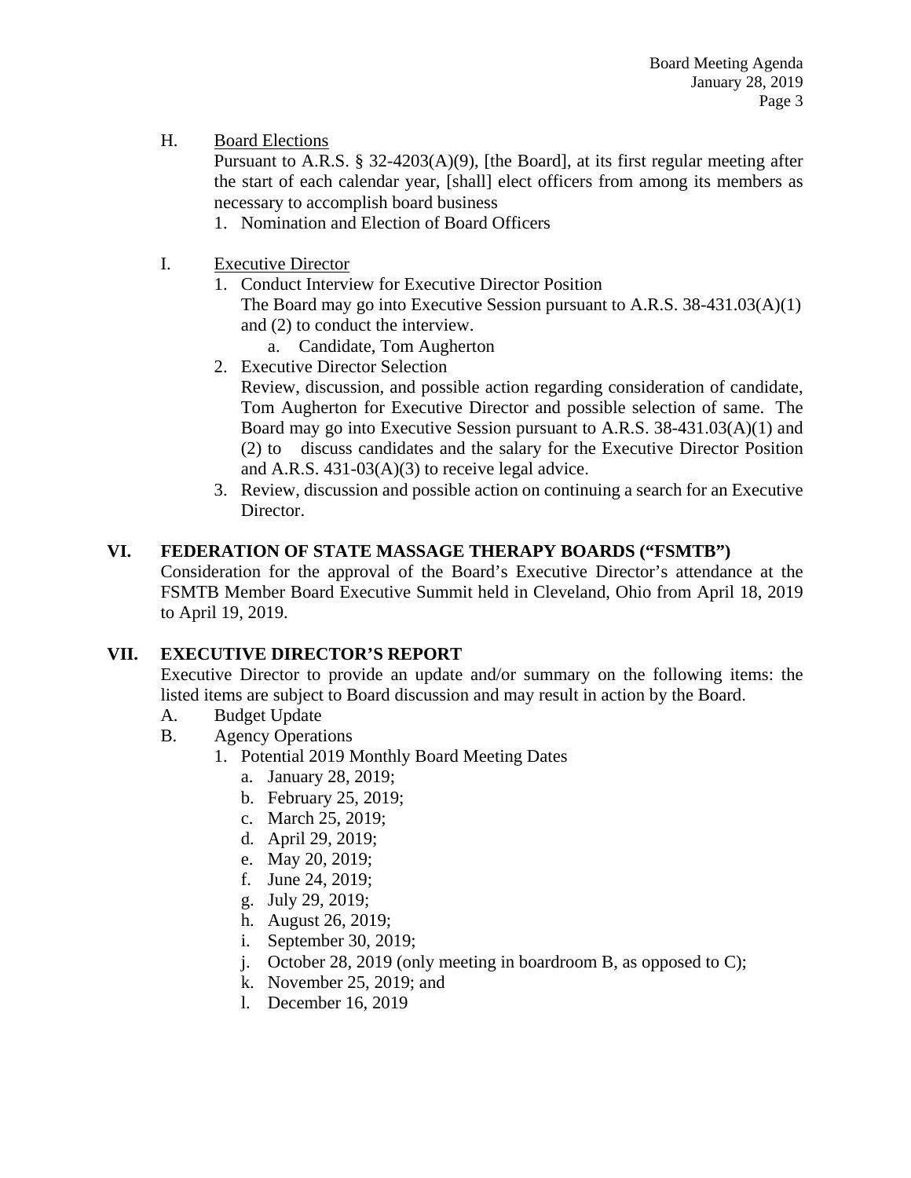H. <u>Board Elections</u>

Pursuant to A.R.S. § 32-4203(A)(9), [the Board], at its first regular meeting after the start of each calendar year, [shall] elect officers from among its members as necessary to accomplish board business

1. Nomination and Election of Board Officers

I. <u>Executive Director</u>

1. Conduct Interview for Executive Director Position
   The Board may go into Executive Session pursuant to A.R.S. 38-431.03(A)(1) and (2) to conduct the interview.
   a. Candidate, Tom Augherton
2. Executive Director Selection
   Review, discussion, and possible action regarding consideration of candidate, Tom Augherton for Executive Director and possible selection of same. The Board may go into Executive Session pursuant to A.R.S. 38-431.03(A)(1) and (2) to discuss candidates and the salary for the Executive Director Position and A.R.S. 431-03(A)(3) to receive legal advice.
3. Review, discussion and possible action on continuing a search for an Executive Director.

## VI. FEDERATION OF STATE MASSAGE THERAPY BOARDS ("FSMTB")

Consideration for the approval of the Board's Executive Director's attendance at the FSMTB Member Board Executive Summit held in Cleveland, Ohio from April 18, 2019 to April 19, 2019.

## VII. EXECUTIVE DIRECTOR'S REPORT

Executive Director to provide an update and/or summary on the following items: the listed items are subject to Board discussion and may result in action by the Board.

A. Budget Update

B. Agency Operations

1. Potential 2019 Monthly Board Meeting Dates
   a. January 28, 2019;
   b. February 25, 2019;
   c. March 25, 2019;
   d. April 29, 2019;
   e. May 20, 2019;
   f. June 24, 2019;
   g. July 29, 2019;
   h. August 26, 2019;
   i. September 30, 2019;
   j. October 28, 2019 (only meeting in boardroom B, as opposed to C);
   k. November 25, 2019; and
   l. December 16, 2019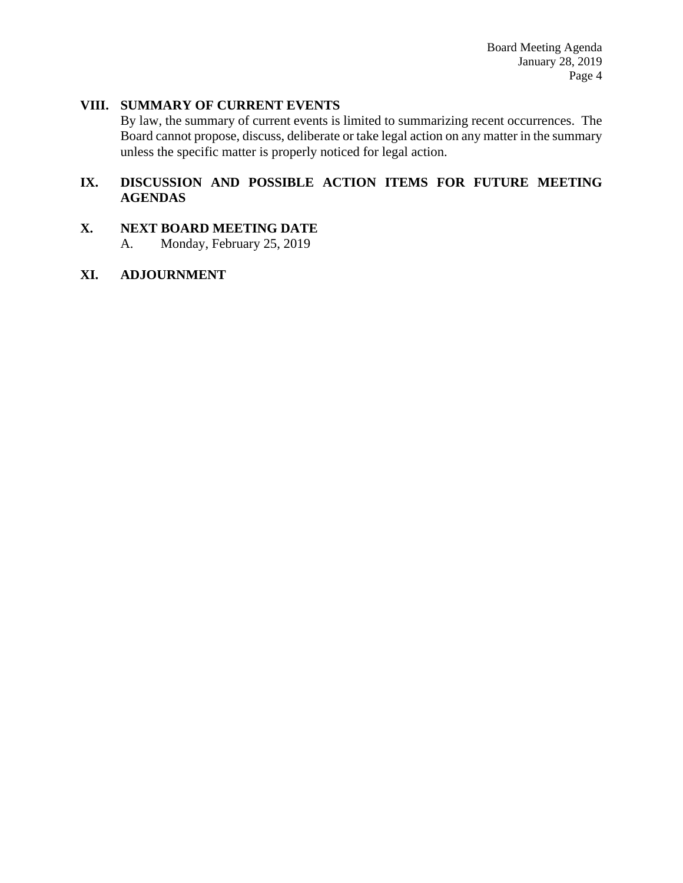## VIII. SUMMARY OF CURRENT EVENTS

By law, the summary of current events is limited to summarizing recent occurrences. The Board cannot propose, discuss, deliberate or take legal action on any matter in the summary unless the specific matter is properly noticed for legal action.

## IX. DISCUSSION AND POSSIBLE ACTION ITEMS FOR FUTURE MEETING AGENDAS

## X. NEXT BOARD MEETING DATE

A. Monday, February 25, 2019

## XI. ADJOURNMENT